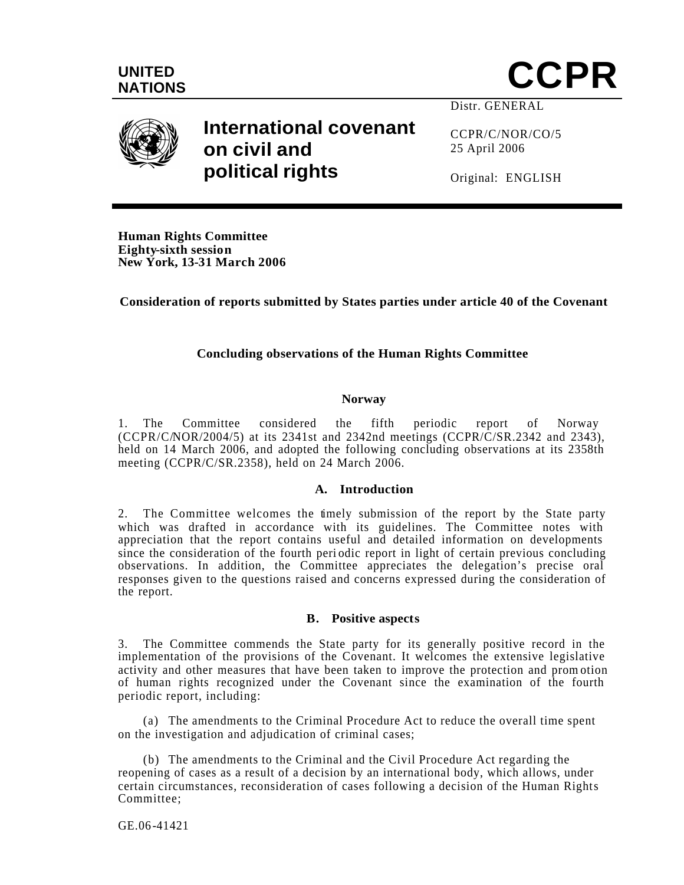UNITED NATIONS

# CCPR

# International covenant on civil and political rights

Distr. GENERAL

CCPR/C/NOR/CO/5
25 April 2006

Original: ENGLISH

**Human Rights Committee**
**Eighty-sixth session**
**New York, 13-31 March 2006**

**Consideration of reports submitted by States parties under article 40 of the Covenant**

**Concluding observations of the Human Rights Committee**

**Norway**

1. The Committee considered the fifth periodic report of Norway (CCPR/C/NOR/2004/5) at its 2341st and 2342nd meetings (CCPR/C/SR.2342 and 2343), held on 14 March 2006, and adopted the following concluding observations at its 2358th meeting (CCPR/C/SR.2358), held on 24 March 2006.

## A. Introduction

2. The Committee welcomes the timely submission of the report by the State party which was drafted in accordance with its guidelines. The Committee notes with appreciation that the report contains useful and detailed information on developments since the consideration of the fourth periodic report in light of certain previous concluding observations. In addition, the Committee appreciates the delegation's precise oral responses given to the questions raised and concerns expressed during the consideration of the report.

## B. Positive aspects

3. The Committee commends the State party for its generally positive record in the implementation of the provisions of the Covenant. It welcomes the extensive legislative activity and other measures that have been taken to improve the protection and promotion of human rights recognized under the Covenant since the examination of the fourth periodic report, including:

(a) The amendments to the Criminal Procedure Act to reduce the overall time spent on the investigation and adjudication of criminal cases;

(b) The amendments to the Criminal and the Civil Procedure Act regarding the reopening of cases as a result of a decision by an international body, which allows, under certain circumstances, reconsideration of cases following a decision of the Human Rights Committee;

GE.06-41421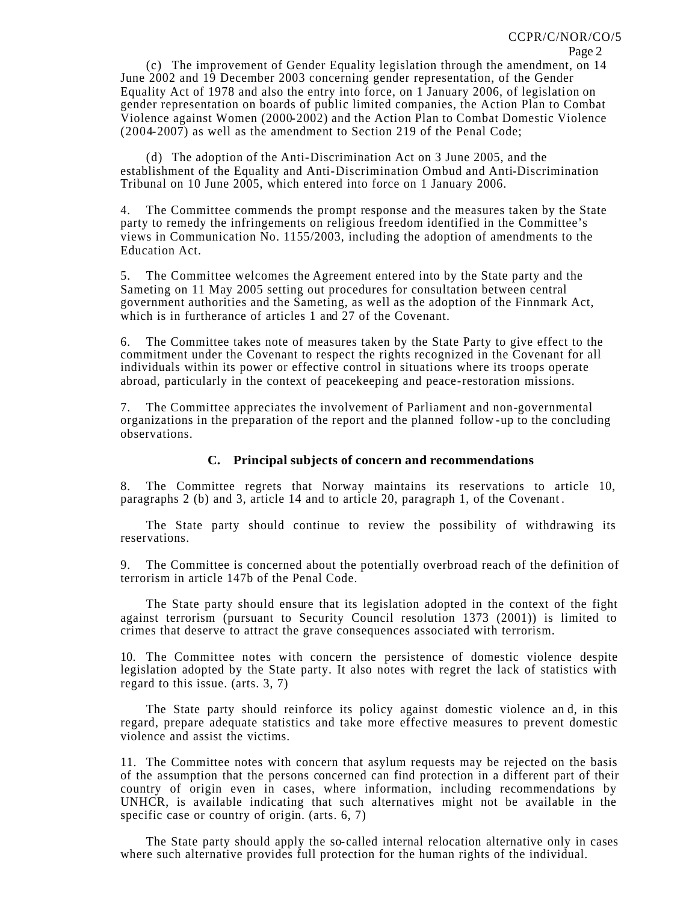(c) The improvement of Gender Equality legislation through the amendment, on 14 June 2002 and 19 December 2003 concerning gender representation, of the Gender Equality Act of 1978 and also the entry into force, on 1 January 2006, of legislation on gender representation on boards of public limited companies, the Action Plan to Combat Violence against Women (2000-2002) and the Action Plan to Combat Domestic Violence (2004-2007) as well as the amendment to Section 219 of the Penal Code;

(d) The adoption of the Anti-Discrimination Act on 3 June 2005, and the establishment of the Equality and Anti-Discrimination Ombud and Anti-Discrimination Tribunal on 10 June 2005, which entered into force on 1 January 2006.

4. The Committee commends the prompt response and the measures taken by the State party to remedy the infringements on religious freedom identified in the Committee's views in Communication No. 1155/2003, including the adoption of amendments to the Education Act.

5. The Committee welcomes the Agreement entered into by the State party and the Sameting on 11 May 2005 setting out procedures for consultation between central government authorities and the Sameting, as well as the adoption of the Finnmark Act, which is in furtherance of articles 1 and 27 of the Covenant.

6. The Committee takes note of measures taken by the State Party to give effect to the commitment under the Covenant to respect the rights recognized in the Covenant for all individuals within its power or effective control in situations where its troops operate abroad, particularly in the context of peacekeeping and peace-restoration missions.

7. The Committee appreciates the involvement of Parliament and non-governmental organizations in the preparation of the report and the planned follow-up to the concluding observations.

### C. Principal subjects of concern and recommendations

8. The Committee regrets that Norway maintains its reservations to article 10, paragraphs 2 (b) and 3, article 14 and to article 20, paragraph 1, of the Covenant.

The State party should continue to review the possibility of withdrawing its reservations.

9. The Committee is concerned about the potentially overbroad reach of the definition of terrorism in article 147b of the Penal Code.

The State party should ensure that its legislation adopted in the context of the fight against terrorism (pursuant to Security Council resolution 1373 (2001)) is limited to crimes that deserve to attract the grave consequences associated with terrorism.

10. The Committee notes with concern the persistence of domestic violence despite legislation adopted by the State party. It also notes with regret the lack of statistics with regard to this issue. (arts. 3, 7)

The State party should reinforce its policy against domestic violence and, in this regard, prepare adequate statistics and take more effective measures to prevent domestic violence and assist the victims.

11. The Committee notes with concern that asylum requests may be rejected on the basis of the assumption that the persons concerned can find protection in a different part of their country of origin even in cases, where information, including recommendations by UNHCR, is available indicating that such alternatives might not be available in the specific case or country of origin. (arts. 6, 7)

The State party should apply the so-called internal relocation alternative only in cases where such alternative provides full protection for the human rights of the individual.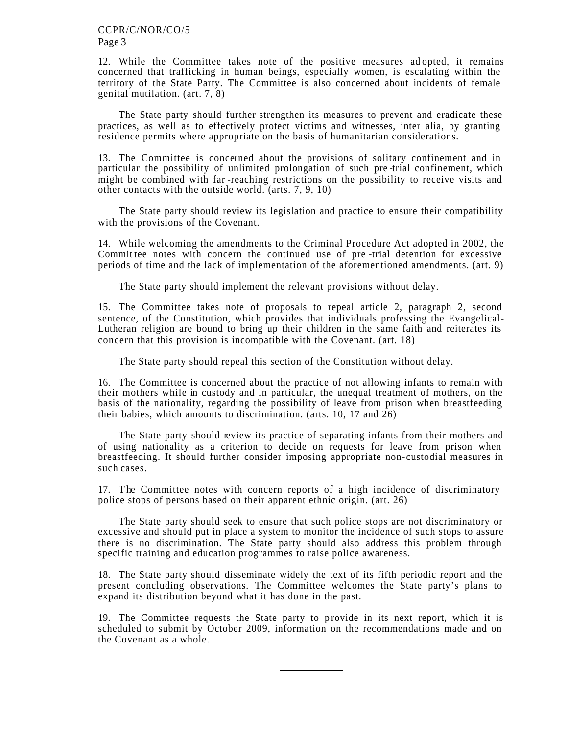12. While the Committee takes note of the positive measures adopted, it remains concerned that trafficking in human beings, especially women, is escalating within the territory of the State Party. The Committee is also concerned about incidents of female genital mutilation. (art. 7, 8)

The State party should further strengthen its measures to prevent and eradicate these practices, as well as to effectively protect victims and witnesses, inter alia, by granting residence permits where appropriate on the basis of humanitarian considerations.

13. The Committee is concerned about the provisions of solitary confinement and in particular the possibility of unlimited prolongation of such pre-trial confinement, which might be combined with far-reaching restrictions on the possibility to receive visits and other contacts with the outside world. (arts. 7, 9, 10)

The State party should review its legislation and practice to ensure their compatibility with the provisions of the Covenant.

14. While welcoming the amendments to the Criminal Procedure Act adopted in 2002, the Committee notes with concern the continued use of pre-trial detention for excessive periods of time and the lack of implementation of the aforementioned amendments. (art. 9)

The State party should implement the relevant provisions without delay.

15. The Committee takes note of proposals to repeal article 2, paragraph 2, second sentence, of the Constitution, which provides that individuals professing the Evangelical-Lutheran religion are bound to bring up their children in the same faith and reiterates its concern that this provision is incompatible with the Covenant. (art. 18)

The State party should repeal this section of the Constitution without delay.

16. The Committee is concerned about the practice of not allowing infants to remain with their mothers while in custody and in particular, the unequal treatment of mothers, on the basis of the nationality, regarding the possibility of leave from prison when breastfeeding their babies, which amounts to discrimination. (arts. 10, 17 and 26)

The State party should review its practice of separating infants from their mothers and of using nationality as a criterion to decide on requests for leave from prison when breastfeeding. It should further consider imposing appropriate non-custodial measures in such cases.

17. The Committee notes with concern reports of a high incidence of discriminatory police stops of persons based on their apparent ethnic origin. (art. 26)

The State party should seek to ensure that such police stops are not discriminatory or excessive and should put in place a system to monitor the incidence of such stops to assure there is no discrimination. The State party should also address this problem through specific training and education programmes to raise police awareness.

18. The State party should disseminate widely the text of its fifth periodic report and the present concluding observations. The Committee welcomes the State party's plans to expand its distribution beyond what it has done in the past.

19. The Committee requests the State party to provide in its next report, which it is scheduled to submit by October 2009, information on the recommendations made and on the Covenant as a whole.